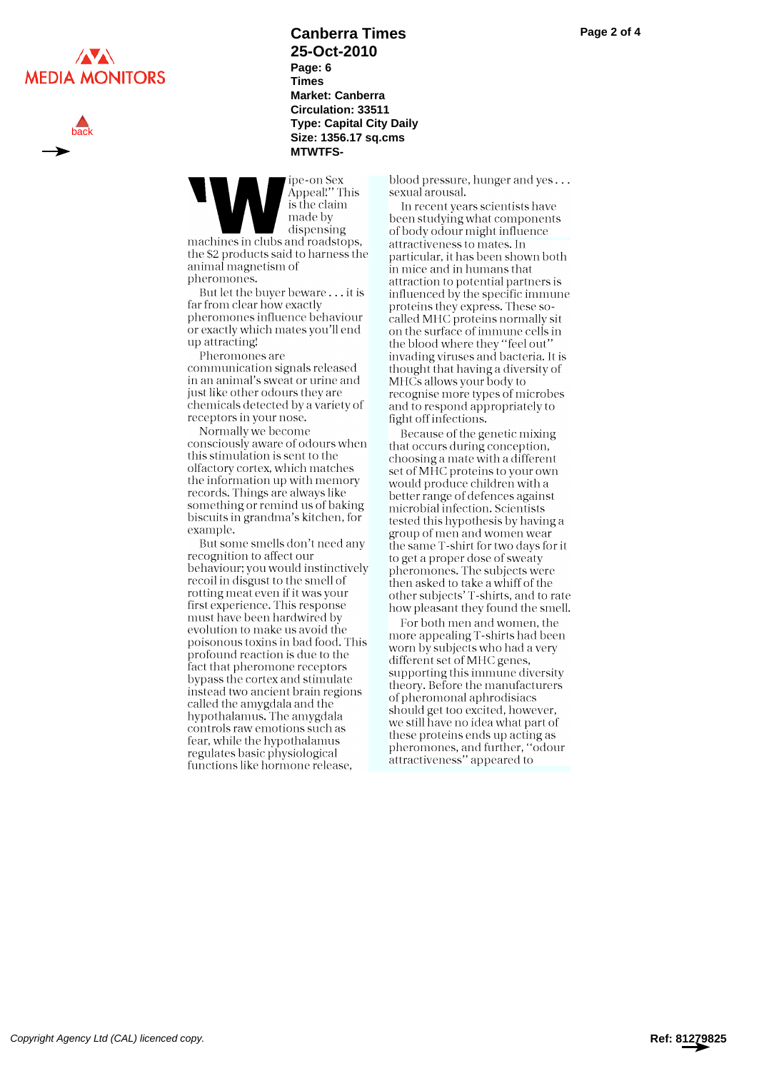**Canberra Times**
**25-Oct-2010**
**Page: 6**
**Times**
**Market: Canberra**
**Circulation: 33511**
**Type: Capital City Daily**
**Size: 1356.17 sq.cms**
**MTWTFS-**

'Wipe-on Sex Appeal!'' This is the claim made by dispensing machines in clubs and roadstops, the $2 products said to harness the animal magnetism of pheromones.

But let the buyer beware . . . it is far from clear how exactly pheromones influence behaviour or exactly which mates you'll end up attracting!

Pheromones are communication signals released in an animal's sweat or urine and just like other odours they are chemicals detected by a variety of receptors in your nose.

Normally we become consciously aware of odours when this stimulation is sent to the olfactory cortex, which matches the information up with memory records. Things are always like something or remind us of baking biscuits in grandma's kitchen, for example.

But some smells don't need any recognition to affect our behaviour; you would instinctively recoil in disgust to the smell of rotting meat even if it was your first experience. This response must have been hardwired by evolution to make us avoid the poisonous toxins in bad food. This profound reaction is due to the fact that pheromone receptors bypass the cortex and stimulate instead two ancient brain regions called the amygdala and the hypothalamus. The amygdala controls raw emotions such as fear, while the hypothalamus regulates basic physiological functions like hormone release, blood pressure, hunger and yes . . . sexual arousal.

In recent years scientists have been studying what components of body odour might influence attractiveness to mates. In particular, it has been shown both in mice and in humans that attraction to potential partners is influenced by the specific immune proteins they express. These so-called MHC proteins normally sit on the surface of immune cells in the blood where they ''feel out'' invading viruses and bacteria. It is thought that having a diversity of MHCs allows your body to recognise more types of microbes and to respond appropriately to fight off infections.

Because of the genetic mixing that occurs during conception, choosing a mate with a different set of MHC proteins to your own would produce children with a better range of defences against microbial infection. Scientists tested this hypothesis by having a group of men and women wear the same T-shirt for two days for it to get a proper dose of sweaty pheromones. The subjects were then asked to take a whiff of the other subjects' T-shirts, and to rate how pleasant they found the smell.

For both men and women, the more appealing T-shirts had been worn by subjects who had a very different set of MHC genes, supporting this immune diversity theory. Before the manufacturers of pheromonal aphrodisiacs should get too excited, however, we still have no idea what part of these proteins ends up acting as pheromones, and further, ''odour attractiveness'' appeared to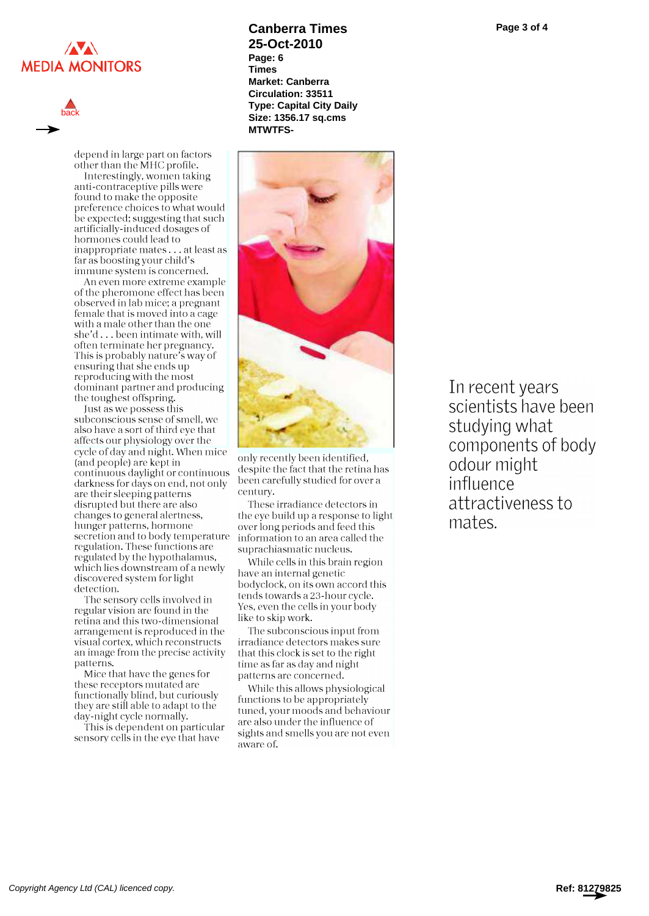depend in large part on factors other than the MHC profile.

Interestingly, women taking anti-contraceptive pills were found to make the opposite preference choices to what would be expected; suggesting that such artificially-induced dosages of hormones could lead to inappropriate mates . . . at least as far as boosting your child's immune system is concerned.

An even more extreme example of the pheromone effect has been observed in lab mice; a pregnant female that is moved into a cage with a male other than the one she'd . . . been intimate with, will often terminate her pregnancy. This is probably nature's way of ensuring that she ends up reproducing with the most dominant partner and producing the toughest offspring.

Just as we possess this subconscious sense of smell, we also have a sort of third eye that affects our physiology over the cycle of day and night. When mice (and people) are kept in continuous daylight or continuous darkness for days on end, not only are their sleeping patterns disrupted but there are also changes to general alertness, hunger patterns, hormone secretion and to body temperature regulation. These functions are regulated by the hypothalamus, which lies downstream of a newly discovered system for light detection.

The sensory cells involved in regular vision are found in the retina and this two-dimensional arrangement is reproduced in the visual cortex, which reconstructs an image from the precise activity patterns.

Mice that have the genes for these receptors mutated are functionally blind, but curiously they are still able to adapt to the day-night cycle normally.

This is dependent on particular sensory cells in the eye that have only recently been identified, despite the fact that the retina has been carefully studied for over a century.

These irradiance detectors in the eye build up a response to light over long periods and feed this information to an area called the suprachiasmatic nucleus.

While cells in this brain region have an internal genetic bodyclock, on its own accord this tends towards a 23-hour cycle. Yes, even the cells in your body like to skip work.

The subconscious input from irradiance detectors makes sure that this clock is set to the right time as far as day and night patterns are concerned.

While this allows physiological functions to be appropriately tuned, your moods and behaviour are also under the influence of sights and smells you are not even aware of.

In recent years scientists have been studying what components of body odour might influence attractiveness to mates.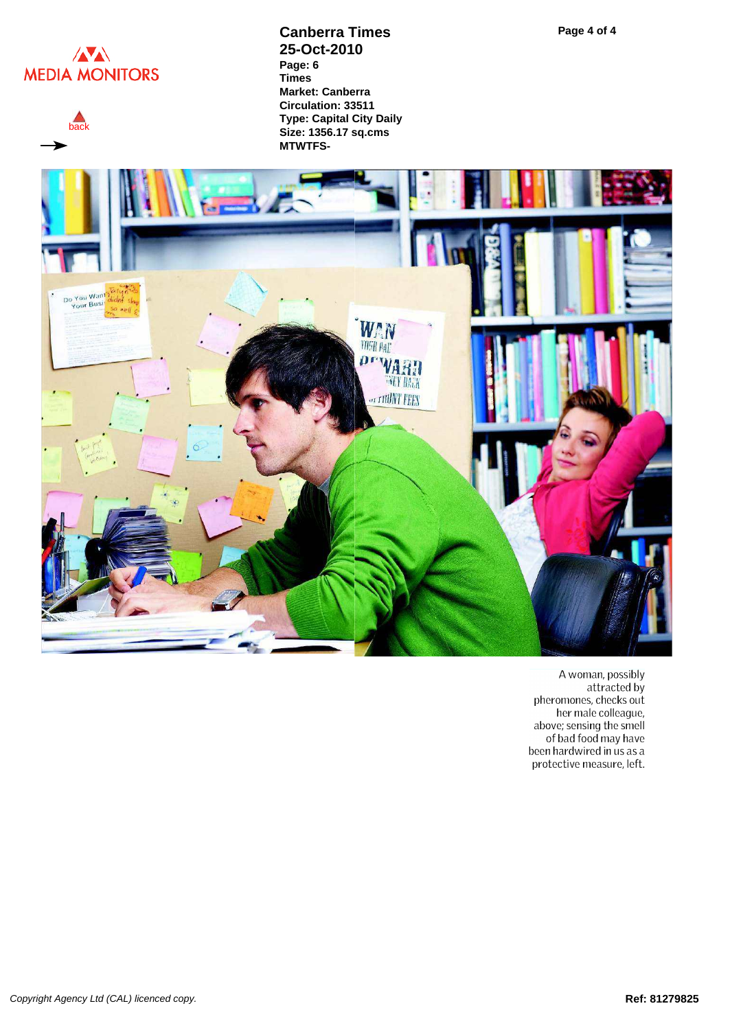Canberra Times
25-Oct-2010
Page: 6
Times
Market: Canberra
Circulation: 33511
Type: Capital City Daily
Size: 1356.17 sq.cms
MTWTFS-

A woman, possibly attracted by pheromones, checks out her male colleague, above; sensing the smell of bad food may have been hardwired in us as a protective measure, left.

Copyright Agency Ltd (CAL) licenced copy.

Ref: 81279825